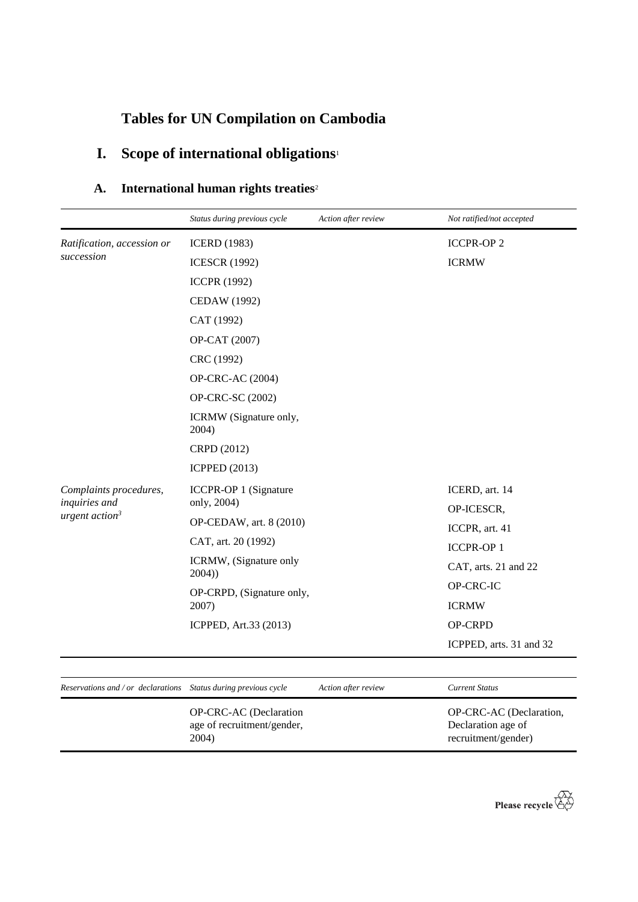# Tables for UN Compilation on Cambodia

## I. Scope of international obligations[1]

### A. International human rights treaties[2]

| | *Status during previous cycle* | *Action after review* | *Not ratified/not accepted* |
|---|---|---|---|
| *Ratification, accession or succession* | ICERD (1983) | | ICCPR-OP 2 |
| | ICESCR (1992) | | ICRMW |
| | ICCPR (1992) | | |
| | CEDAW (1992) | | |
| | CAT (1992) | | |
| | OP-CAT (2007) | | |
| | CRC (1992) | | |
| | OP-CRC-AC (2004) | | |
| | OP-CRC-SC (2002) | | |
| | ICRMW (Signature only, 2004) | | |
| | CRPD (2012) | | |
| | ICPPED (2013) | | |
| *Complaints procedures, inquiries and urgent action*[3] | ICCPR-OP 1 (Signature only, 2004) | | ICERD, art. 14 |
| | | | OP-ICESCR, |
| | OP-CEDAW, art. 8 (2010) | | ICCPR, art. 41 |
| | CAT, art. 20 (1992) | | ICCPR-OP 1 |
| | ICRMW, (Signature only 2004)) | | CAT, arts. 21 and 22 |
| | OP-CRPD, (Signature only, 2007) | | OP-CRC-IC |
| | | | ICRMW |
| | ICPPED, Art.33 (2013) | | OP-CRPD |
| | | | ICPPED, arts. 31 and 32 |

| *Reservations and / or declarations* | *Status during previous cycle* | *Action after review* | *Current Status* |
|---|---|---|---|
| | OP-CRC-AC (Declaration age of recruitment/gender, 2004) | | OP-CRC-AC (Declaration, Declaration age of recruitment/gender) |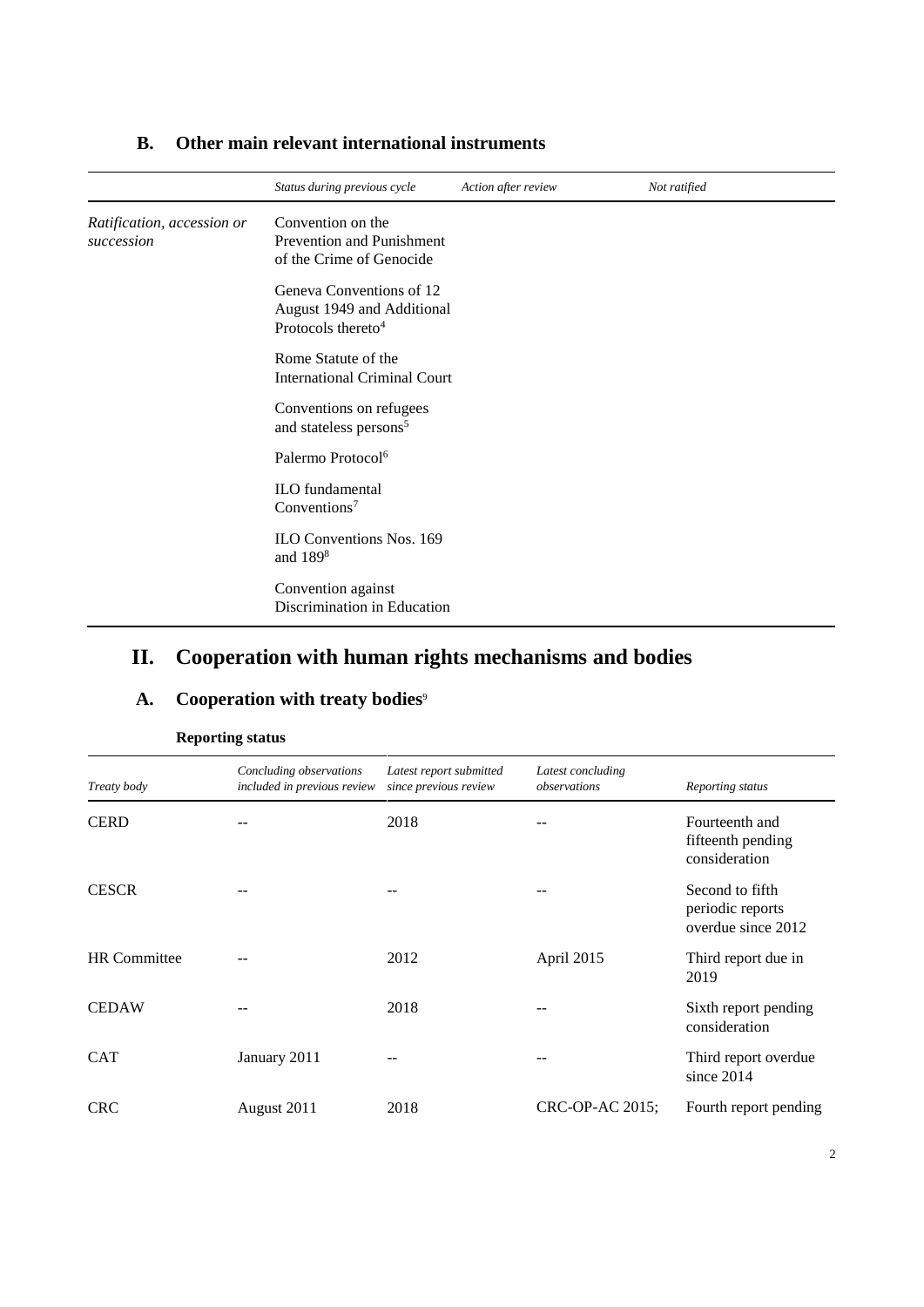## B. Other main relevant international instruments

| | Status during previous cycle | Action after review | Not ratified |
|---|---|---|---|
| *Ratification, accession or succession* | Convention on the Prevention and Punishment of the Crime of Genocide | | |
| | Geneva Conventions of 12 August 1949 and Additional Protocols thereto[4] | | |
| | Rome Statute of the International Criminal Court | | |
| | Conventions on refugees and stateless persons[5] | | |
| | Palermo Protocol[6] | | |
| | ILO fundamental Conventions[7] | | |
| | ILO Conventions Nos. 169 and 189[8] | | |
| | Convention against Discrimination in Education | | |

# II. Cooperation with human rights mechanisms and bodies

## A. Cooperation with treaty bodies[9]

### Reporting status

| *Treaty body* | *Concluding observations included in previous review* | *Latest report submitted since previous review* | *Latest concluding observations* | *Reporting status* |
|---|---|---|---|---|
| CERD | -- | 2018 | -- | Fourteenth and fifteenth pending consideration |
| CESCR | -- | -- | -- | Second to fifth periodic reports overdue since 2012 |
| HR Committee | -- | 2012 | April 2015 | Third report due in 2019 |
| CEDAW | -- | 2018 | -- | Sixth report pending consideration |
| CAT | January 2011 | -- | -- | Third report overdue since 2014 |
| CRC | August 2011 | 2018 | CRC-OP-AC 2015; | Fourth report pending |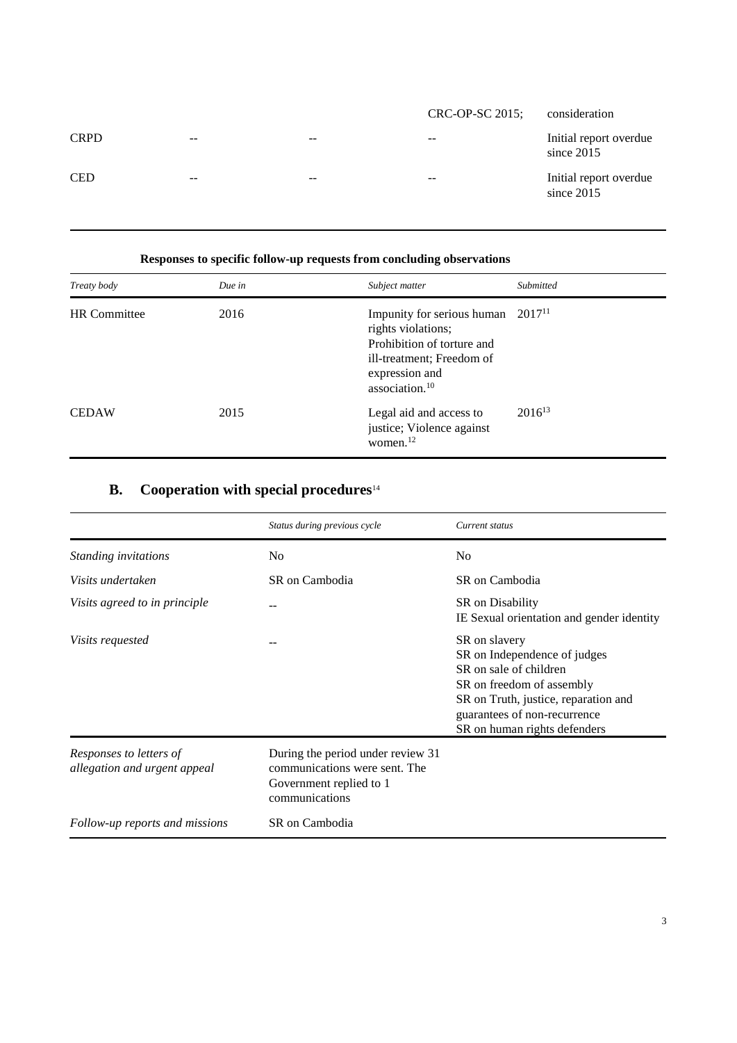| | | | | |
|---|---|---|---|---|
| | | | CRC-OP-SC 2015; | consideration |
| CRPD | -- | -- | -- | Initial report overdue since 2015 |
| CED | -- | -- | -- | Initial report overdue since 2015 |

**Responses to specific follow-up requests from concluding observations**

| *Treaty body* | *Due in* | *Subject matter* | *Submitted* |
|---|---|---|---|
| HR Committee | 2016 | Impunity for serious human rights violations; Prohibition of torture and ill-treatment; Freedom of expression and association.[10] | 2017[11] |
| CEDAW | 2015 | Legal aid and access to justice; Violence against women.[12] | 2016[13] |

## B. Cooperation with special procedures[14]

| | *Status during previous cycle* | *Current status* |
|---|---|---|
| *Standing invitations* | No | No |
| *Visits undertaken* | SR on Cambodia | SR on Cambodia |
| *Visits agreed to in principle* | -- | SR on Disability<br>IE Sexual orientation and gender identity |
| *Visits requested* | -- | SR on slavery<br>SR on Independence of judges<br>SR on sale of children<br>SR on freedom of assembly<br>SR on Truth, justice, reparation and guarantees of non-recurrence<br>SR on human rights defenders |
| *Responses to letters of allegation and urgent appeal* | During the period under review 31 communications were sent. The Government replied to 1 communications | |
| *Follow-up reports and missions* | SR on Cambodia | |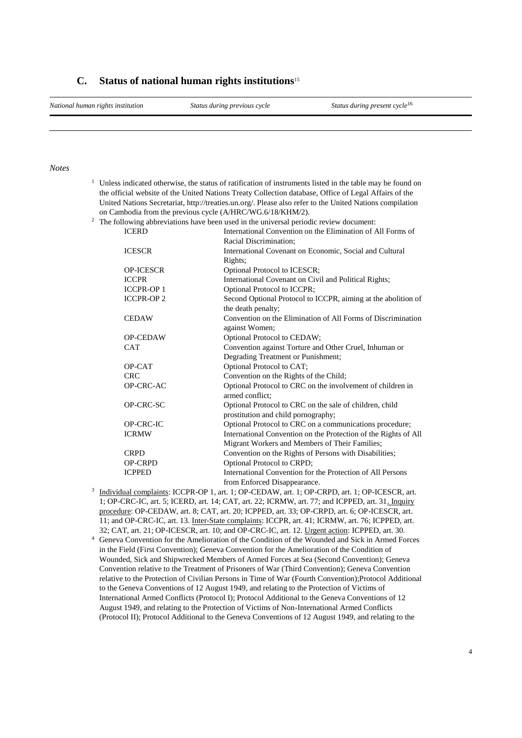## C. Status of national human rights institutions[15]

| *National human rights institution* | *Status during previous cycle* | *Status during present cycle*[16] |
|---|---|---|
| | | |

*Notes*

[1] Unless indicated otherwise, the status of ratification of instruments listed in the table may be found on the official website of the United Nations Treaty Collection database, Office of Legal Affairs of the United Nations Secretariat, http://treaties.un.org/. Please also refer to the United Nations compilation on Cambodia from the previous cycle (A/HRC/WG.6/18/KHM/2).

[2] The following abbreviations have been used in the universal periodic review document:

| | |
|---|---|
| ICERD | International Convention on the Elimination of All Forms of Racial Discrimination; |
| ICESCR | International Covenant on Economic, Social and Cultural Rights; |
| OP-ICESCR | Optional Protocol to ICESCR; |
| ICCPR | International Covenant on Civil and Political Rights; |
| ICCPR-OP 1 | Optional Protocol to ICCPR; |
| ICCPR-OP 2 | Second Optional Protocol to ICCPR, aiming at the abolition of the death penalty; |
| CEDAW | Convention on the Elimination of All Forms of Discrimination against Women; |
| OP-CEDAW | Optional Protocol to CEDAW; |
| CAT | Convention against Torture and Other Cruel, Inhuman or Degrading Treatment or Punishment; |
| OP-CAT | Optional Protocol to CAT; |
| CRC | Convention on the Rights of the Child; |
| OP-CRC-AC | Optional Protocol to CRC on the involvement of children in armed conflict; |
| OP-CRC-SC | Optional Protocol to CRC on the sale of children, child prostitution and child pornography; |
| OP-CRC-IC | Optional Protocol to CRC on a communications procedure; |
| ICRMW | International Convention on the Protection of the Rights of All Migrant Workers and Members of Their Families; |
| CRPD | Convention on the Rights of Persons with Disabilities; |
| OP-CRPD | Optional Protocol to CRPD; |
| ICPPED | International Convention for the Protection of All Persons from Enforced Disappearance. |

[3] Individual complaints: ICCPR-OP 1, art. 1; OP-CEDAW, art. 1; OP-CRPD, art. 1; OP-ICESCR, art. 1; OP-CRC-IC, art. 5; ICERD, art. 14; CAT, art. 22; ICRMW, art. 77; and ICPPED, art. 31. Inquiry procedure: OP-CEDAW, art. 8; CAT, art. 20; ICPPED, art. 33; OP-CRPD, art. 6; OP-ICESCR, art. 11; and OP-CRC-IC, art. 13. Inter-State complaints: ICCPR, art. 41; ICRMW, art. 76; ICPPED, art. 32; CAT, art. 21; OP-ICESCR, art. 10; and OP-CRC-IC, art. 12. Urgent action: ICPPED, art. 30.

[4] Geneva Convention for the Amelioration of the Condition of the Wounded and Sick in Armed Forces in the Field (First Convention); Geneva Convention for the Amelioration of the Condition of Wounded, Sick and Shipwrecked Members of Armed Forces at Sea (Second Convention); Geneva Convention relative to the Treatment of Prisoners of War (Third Convention); Geneva Convention relative to the Protection of Civilian Persons in Time of War (Fourth Convention);Protocol Additional to the Geneva Conventions of 12 August 1949, and relating to the Protection of Victims of International Armed Conflicts (Protocol I); Protocol Additional to the Geneva Conventions of 12 August 1949, and relating to the Protection of Victims of Non-International Armed Conflicts (Protocol II); Protocol Additional to the Geneva Conventions of 12 August 1949, and relating to the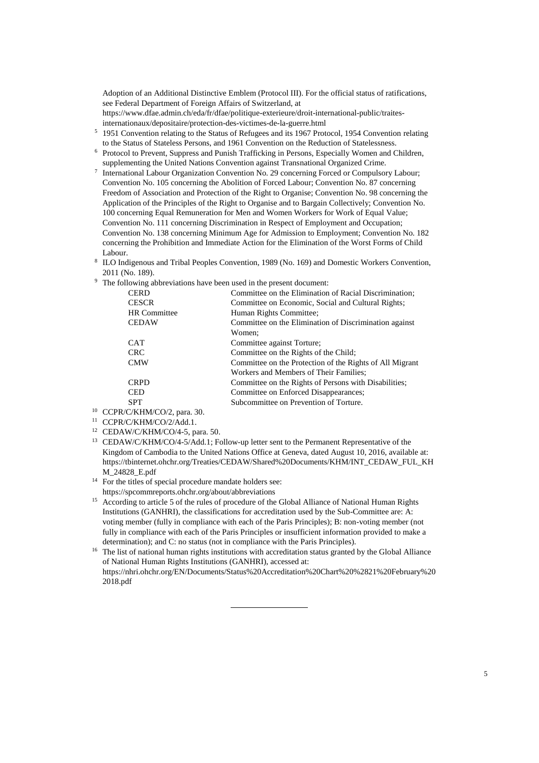Adoption of an Additional Distinctive Emblem (Protocol III). For the official status of ratifications, see Federal Department of Foreign Affairs of Switzerland, at https://www.dfae.admin.ch/eda/fr/dfae/politique-exterieure/droit-international-public/traites-internationaux/depositaire/protection-des-victimes-de-la-guerre.html

[5] 1951 Convention relating to the Status of Refugees and its 1967 Protocol, 1954 Convention relating to the Status of Stateless Persons, and 1961 Convention on the Reduction of Statelessness.

[6] Protocol to Prevent, Suppress and Punish Trafficking in Persons, Especially Women and Children, supplementing the United Nations Convention against Transnational Organized Crime.

[7] International Labour Organization Convention No. 29 concerning Forced or Compulsory Labour; Convention No. 105 concerning the Abolition of Forced Labour; Convention No. 87 concerning Freedom of Association and Protection of the Right to Organise; Convention No. 98 concerning the Application of the Principles of the Right to Organise and to Bargain Collectively; Convention No. 100 concerning Equal Remuneration for Men and Women Workers for Work of Equal Value; Convention No. 111 concerning Discrimination in Respect of Employment and Occupation; Convention No. 138 concerning Minimum Age for Admission to Employment; Convention No. 182 concerning the Prohibition and Immediate Action for the Elimination of the Worst Forms of Child Labour.

[8] ILO Indigenous and Tribal Peoples Convention, 1989 (No. 169) and Domestic Workers Convention, 2011 (No. 189).

[9] The following abbreviations have been used in the present document:

| | |
|---|---|
| CERD | Committee on the Elimination of Racial Discrimination; |
| CESCR | Committee on Economic, Social and Cultural Rights; |
| HR Committee | Human Rights Committee; |
| CEDAW | Committee on the Elimination of Discrimination against Women; |
| CAT | Committee against Torture; |
| CRC | Committee on the Rights of the Child; |
| CMW | Committee on the Protection of the Rights of All Migrant Workers and Members of Their Families; |
| CRPD | Committee on the Rights of Persons with Disabilities; |
| CED | Committee on Enforced Disappearances; |
| SPT | Subcommittee on Prevention of Torture. |

[10] CCPR/C/KHM/CO/2, para. 30.

[11] CCPR/C/KHM/CO/2/Add.1.

[12] CEDAW/C/KHM/CO/4-5, para. 50.

[13] CEDAW/C/KHM/CO/4-5/Add.1; Follow-up letter sent to the Permanent Representative of the Kingdom of Cambodia to the United Nations Office at Geneva, dated August 10, 2016, available at: https://tbinternet.ohchr.org/Treaties/CEDAW/Shared%20Documents/KHM/INT_CEDAW_FUL_KHM_24828_E.pdf

[14] For the titles of special procedure mandate holders see: https://spcommreports.ohchr.org/about/abbreviations

[15] According to article 5 of the rules of procedure of the Global Alliance of National Human Rights Institutions (GANHRI), the classifications for accreditation used by the Sub-Committee are: A: voting member (fully in compliance with each of the Paris Principles); B: non-voting member (not fully in compliance with each of the Paris Principles or insufficient information provided to make a determination); and C: no status (not in compliance with the Paris Principles).

[16] The list of national human rights institutions with accreditation status granted by the Global Alliance of National Human Rights Institutions (GANHRI), accessed at: https://nhri.ohchr.org/EN/Documents/Status%20Accreditation%20Chart%20%2821%20February%202018.pdf